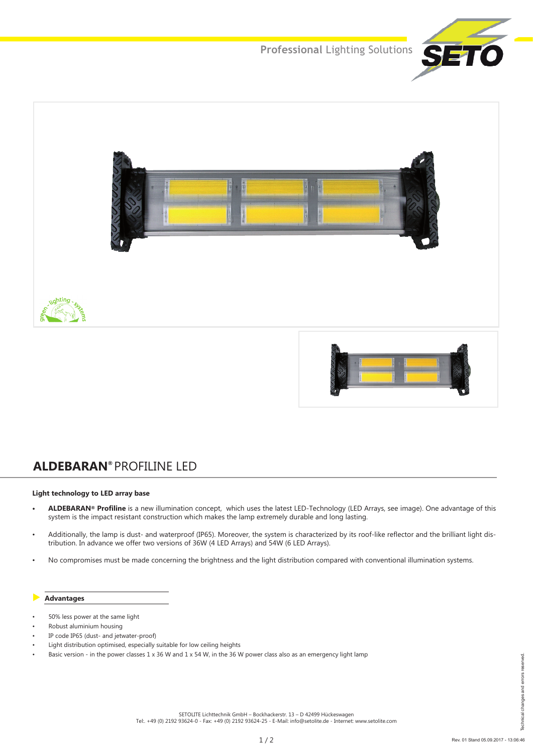# **ALDEBARAN®** PROFILINE LED

**Light technology to LED array base**

- **ALDEBARAN® Profiline** is a new illumination concept, which uses the latest LED-Technology (LED Arrays, see image). One advantage of this system is the impact resistant construction which makes the lamp extremely durable and long lasting.
- Additionally, the lamp is dust- and waterproof (IP65). Moreover, the system is characterized by its roof-like reflector and the brilliant light distribution. In advance we offer two versions of 36W (4 LED Arrays) and 54W (6 LED Arrays).
- No compromises must be made concerning the brightness and the light distribution compared with conventional illumination systems.

## Advantages

- 50% less power at the same light
- Robust aluminium housing
- IP code IP65 (dust- and jetwater-proof)
- Light distribution optimised, especially suitable for low ceiling heights
- Basic version - in the power classes 1 x 36 W and 1 x 54 W, in the 36 W power class also as an emergency light lamp

SETOLITE Lichttechnik GmbH – Bockhackerstr. 13 – D 42499 Hückeswagen
Tel:. +49 (0) 2192 93624-0 - Fax: +49 (0) 2192 93624-25 - E-Mail: info@setolite.de - Internet: www.setolite.com

Technical changes and errors reserved.

Rev. 01 Stand 05.09.2017 - 13:06:46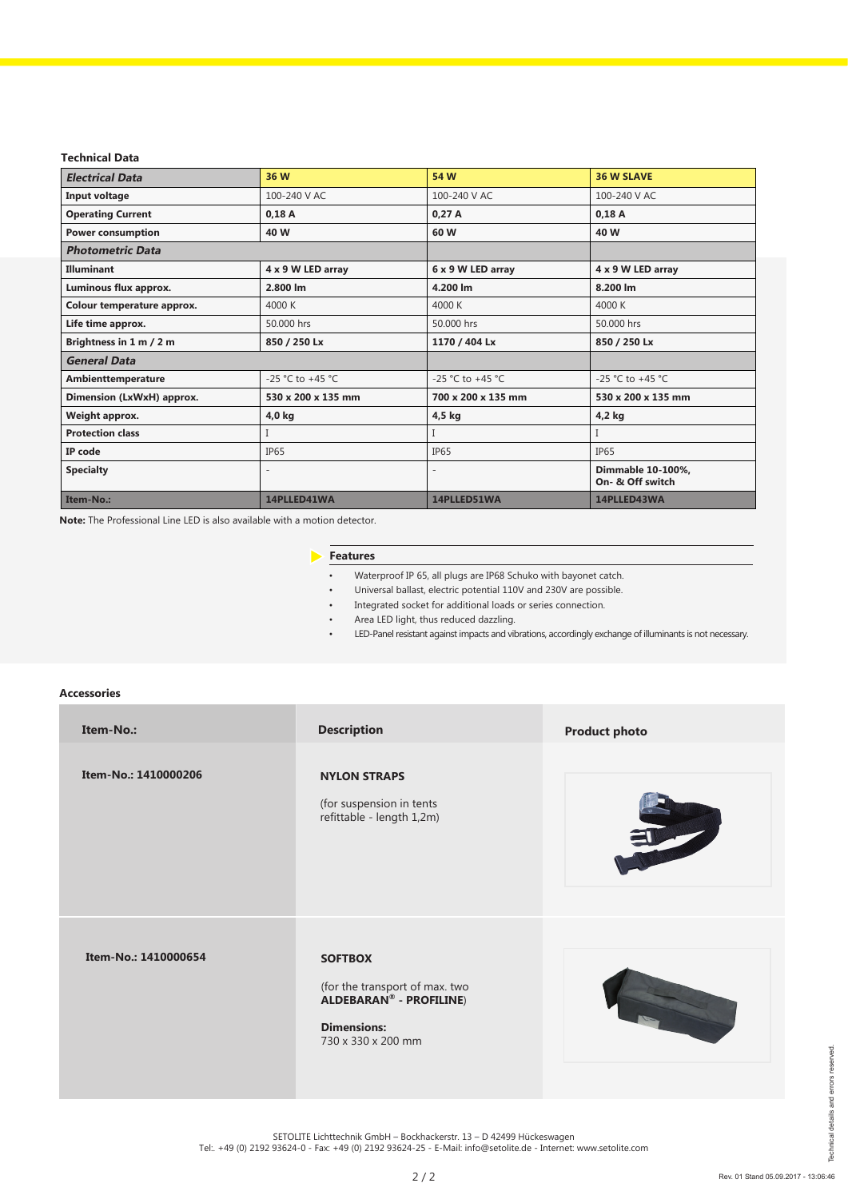## Technical Data

| *Electrical Data* | 36 W | 54 W | 36 W SLAVE |
|---|---|---|---|
| **Input voltage** | 100-240 V AC | 100-240 V AC | 100-240 V AC |
| **Operating Current** | **0,18 A** | **0,27 A** | **0,18 A** |
| **Power consumption** | **40 W** | **60 W** | **40 W** |
| ***Photometric Data*** | | | |
| **Illuminant** | **4 x 9 W LED array** | **6 x 9 W LED array** | **4 x 9 W LED array** |
| **Luminous flux approx.** | **2.800 lm** | **4.200 lm** | **8.200 lm** |
| **Colour temperature approx.** | 4000 K | 4000 K | 4000 K |
| **Life time approx.** | 50.000 hrs | 50.000 hrs | 50.000 hrs |
| **Brightness in 1 m / 2 m** | **850 / 250 Lx** | **1170 / 404 Lx** | **850 / 250 Lx** |
| ***General Data*** | | | |
| **Ambienttemperature** | -25 °C to +45 °C | -25 °C to +45 °C | -25 °C to +45 °C |
| **Dimension (LxWxH) approx.** | **530 x 200 x 135 mm** | **700 x 200 x 135 mm** | **530 x 200 x 135 mm** |
| **Weight approx.** | **4,0 kg** | **4,5 kg** | **4,2 kg** |
| **Protection class** | I | I | I |
| **IP code** | IP65 | IP65 | IP65 |
| **Specialty** | - | - | **Dimmable 10-100%, On- & Off switch** |
| **Item-No.:** | **14PLLED41WA** | **14PLLED51WA** | **14PLLED43WA** |

**Note:** The Professional Line LED is also available with a motion detector.

### Features

- Waterproof IP 65, all plugs are IP68 Schuko with bayonet catch.
- Universal ballast, electric potential 110V and 230V are possible.
- Integrated socket for additional loads or series connection.
- Area LED light, thus reduced dazzling.
- LED-Panel resistant against impacts and vibrations, accordingly exchange of illuminants is not necessary.

## Accessories

| Item-No.: | Description | Product photo |
|---|---|---|
| **Item-No.: 1410000206** | **NYLON STRAPS** (for suspension in tents refittable - length 1,2m) | |
| **Item-No.: 1410000654** | **SOFTBOX** (for the transport of max. two **ALDEBARAN® - PROFILINE**) **Dimensions:** 730 x 330 x 200 mm | |

SETOLITE Lichttechnik GmbH – Bockhackerstr. 13 – D 42499 Hückeswagen
Tel:. +49 (0) 2192 93624-0 - Fax: +49 (0) 2192 93624-25 - E-Mail: info@setolite.de - Internet: www.setolite.com

Technical details and errors reserved.

Rev. 01 Stand 05.09.2017 - 13:06:46